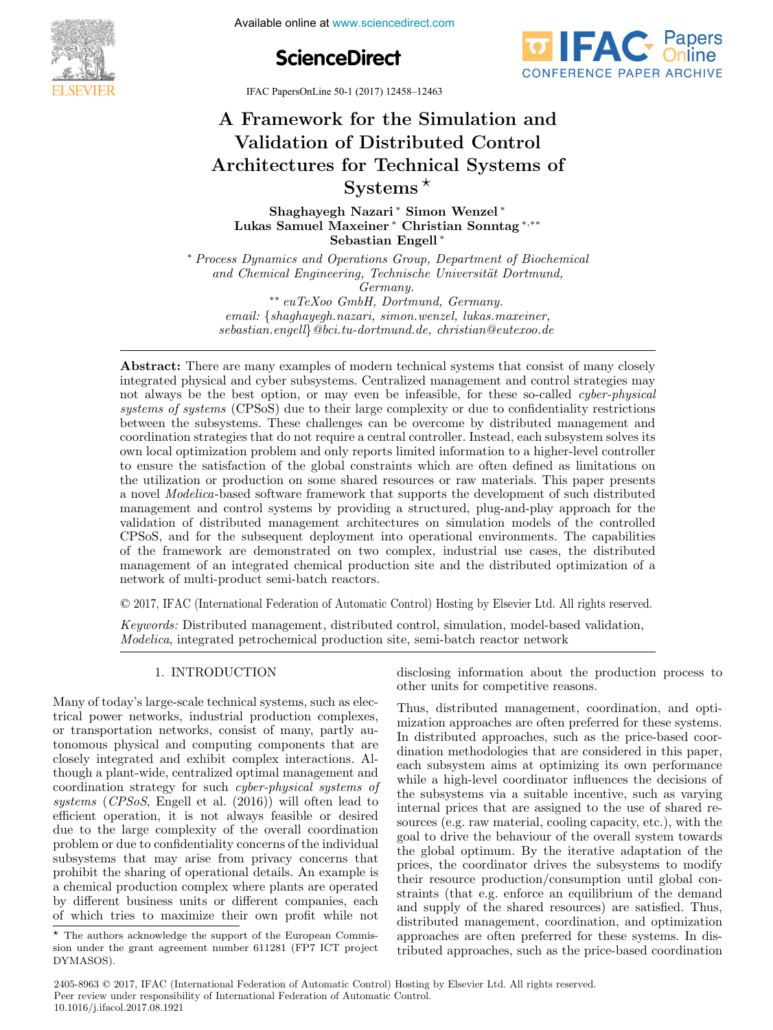# A Framework for the Simulation and Validation of Distributed Control Architectures for Technical Systems of Systems ⋆

**Shaghayegh Nazari** [*] **Simon Wenzel** [*] **Lukas Samuel Maxeiner** [*] **Christian Sonntag** [*,**] **Sebastian Engell** [*]

[*] *Process Dynamics and Operations Group, Department of Biochemical and Chemical Engineering, Technische Universität Dortmund, Germany.*
[**] *euTeXoo GmbH, Dortmund, Germany.*
*email: {shaghayegh.nazari, simon.wenzel, lukas.maxeiner, sebastian.engell}@bci.tu-dortmund.de, christian@eutexoo.de*

**Abstract:** There are many examples of modern technical systems that consist of many closely integrated physical and cyber subsystems. Centralized management and control strategies may not always be the best option, or may even be infeasible, for these so-called *cyber-physical systems of systems* (CPSoS) due to their large complexity or due to confidentiality restrictions between the subsystems. These challenges can be overcome by distributed management and coordination strategies that do not require a central controller. Instead, each subsystem solves its own local optimization problem and only reports limited information to a higher-level controller to ensure the satisfaction of the global constraints which are often defined as limitations on the utilization or production on some shared resources or raw materials. This paper presents a novel *Modelica*-based software framework that supports the development of such distributed management and control systems by providing a structured, plug-and-play approach for the validation of distributed management architectures on simulation models of the controlled CPSoS, and for the subsequent deployment into operational environments. The capabilities of the framework are demonstrated on two complex, industrial use cases, the distributed management of an integrated chemical production site and the distributed optimization of a network of multi-product semi-batch reactors.

© 2017, IFAC (International Federation of Automatic Control) Hosting by Elsevier Ltd. All rights reserved.

*Keywords:* Distributed management, distributed control, simulation, model-based validation, *Modelica*, integrated petrochemical production site, semi-batch reactor network

## 1. INTRODUCTION

Many of today's large-scale technical systems, such as electrical power networks, industrial production complexes, or transportation networks, consist of many, partly autonomous physical and computing components that are closely integrated and exhibit complex interactions. Although a plant-wide, centralized optimal management and coordination strategy for such *cyber-physical systems of systems* (*CPSoS*, Engell et al. (2016)) will often lead to efficient operation, it is not always feasible or desired due to the large complexity of the overall coordination problem or due to confidentiality concerns of the individual subsystems that may arise from privacy concerns that prohibit the sharing of operational details. An example is a chemical production complex where plants are operated by different business units or different companies, each of which tries to maximize their own profit while not disclosing information about the production process to other units for competitive reasons.

Thus, distributed management, coordination, and optimization approaches are often preferred for these systems. In distributed approaches, such as the price-based coordination methodologies that are considered in this paper, each subsystem aims at optimizing its own performance while a high-level coordinator influences the decisions of the subsystems via a suitable incentive, such as varying internal prices that are assigned to the use of shared resources (e.g. raw material, cooling capacity, etc.), with the goal to drive the behaviour of the overall system towards the global optimum. By the iterative adaptation of the prices, the coordinator drives the subsystems to modify their resource production/consumption until global constraints (that e.g. enforce an equilibrium of the demand and supply of the shared resources) are satisfied. Thus, distributed management, coordination, and optimization approaches are often preferred for these systems. In distributed approaches, such as the price-based coordination

⋆ The authors acknowledge the support of the European Commission under the grant agreement number 611281 (FP7 ICT project DYMASOS).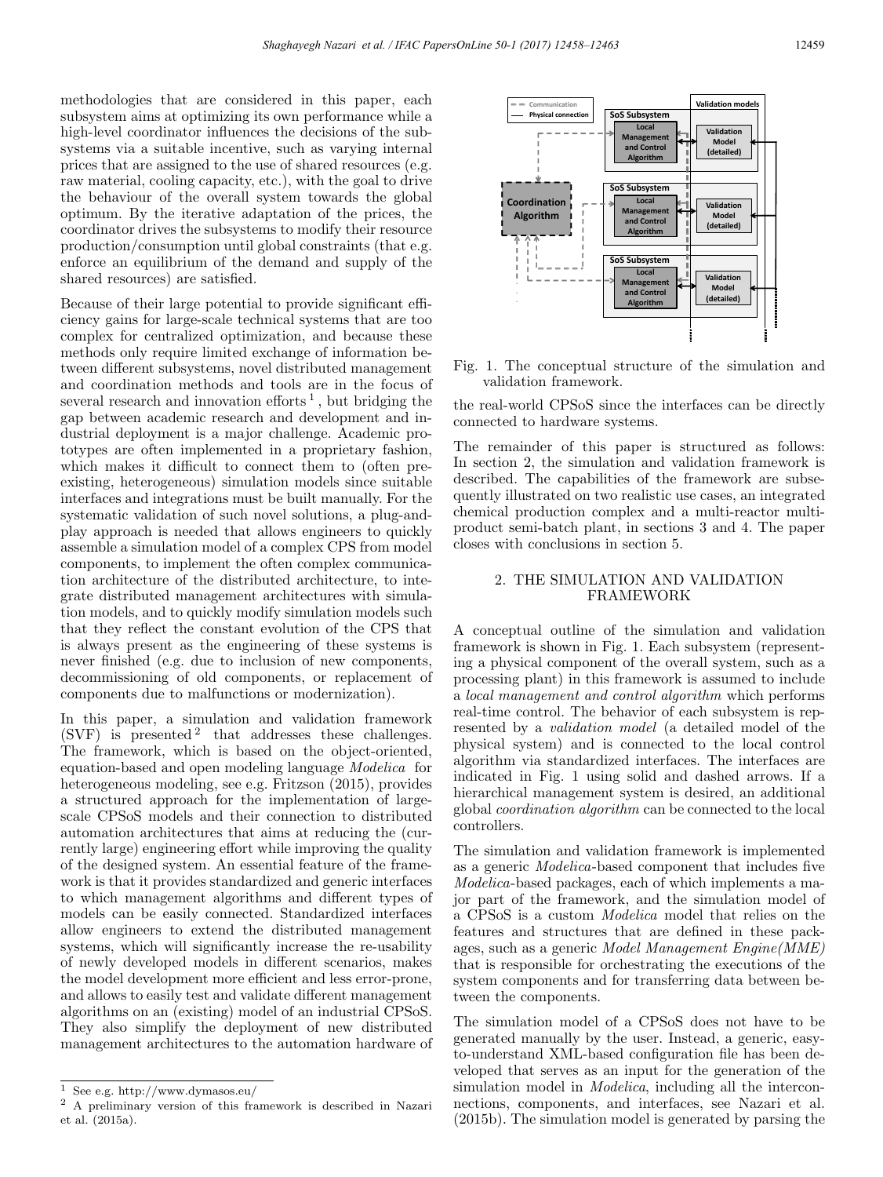methodologies that are considered in this paper, each subsystem aims at optimizing its own performance while a high-level coordinator influences the decisions of the subsystems via a suitable incentive, such as varying internal prices that are assigned to the use of shared resources (e.g. raw material, cooling capacity, etc.), with the goal to drive the behaviour of the overall system towards the global optimum. By the iterative adaptation of the prices, the coordinator drives the subsystems to modify their resource production/consumption until global constraints (that e.g. enforce an equilibrium of the demand and supply of the shared resources) are satisfied.

Because of their large potential to provide significant efficiency gains for large-scale technical systems that are too complex for centralized optimization, and because these methods only require limited exchange of information between different subsystems, novel distributed management and coordination methods and tools are in the focus of several research and innovation efforts [1], but bridging the gap between academic research and development and industrial deployment is a major challenge. Academic prototypes are often implemented in a proprietary fashion, which makes it difficult to connect them to (often preexisting, heterogeneous) simulation models since suitable interfaces and integrations must be built manually. For the systematic validation of such novel solutions, a plug-and-play approach is needed that allows engineers to quickly assemble a simulation model of a complex CPS from model components, to implement the often complex communication architecture of the distributed architecture, to integrate distributed management architectures with simulation models, and to quickly modify simulation models such that they reflect the constant evolution of the CPS that is always present as the engineering of these systems is never finished (e.g. due to inclusion of new components, decommissioning of old components, or replacement of components due to malfunctions or modernization).

In this paper, a simulation and validation framework (SVF) is presented [2] that addresses these challenges. The framework, which is based on the object-oriented, equation-based and open modeling language *Modelica* for heterogeneous modeling, see e.g. Fritzson (2015), provides a structured approach for the implementation of large-scale CPSoS models and their connection to distributed automation architectures that aims at reducing the (currently large) engineering effort while improving the quality of the designed system. An essential feature of the framework is that it provides standardized and generic interfaces to which management algorithms and different types of models can be easily connected. Standardized interfaces allow engineers to extend the distributed management systems, which will significantly increase the re-usability of newly developed models in different scenarios, makes the model development more efficient and less error-prone, and allows to easily test and validate different management algorithms on an (existing) model of an industrial CPSoS. They also simplify the deployment of new distributed management architectures to the automation hardware of the real-world CPSoS since the interfaces can be directly connected to hardware systems.

[1] See e.g. http://www.dymasos.eu/

[2] A preliminary version of this framework is described in Nazari et al. (2015a).

Fig. 1. The conceptual structure of the simulation and validation framework.

The remainder of this paper is structured as follows: In section 2, the simulation and validation framework is described. The capabilities of the framework are subsequently illustrated on two realistic use cases, an integrated chemical production complex and a multi-reactor multi-product semi-batch plant, in sections 3 and 4. The paper closes with conclusions in section 5.

## 2. THE SIMULATION AND VALIDATION FRAMEWORK

A conceptual outline of the simulation and validation framework is shown in Fig. 1. Each subsystem (representing a physical component of the overall system, such as a processing plant) in this framework is assumed to include a *local management and control algorithm* which performs real-time control. The behavior of each subsystem is represented by a *validation model* (a detailed model of the physical system) and is connected to the local control algorithm via standardized interfaces. The interfaces are indicated in Fig. 1 using solid and dashed arrows. If a hierarchical management system is desired, an additional global *coordination algorithm* can be connected to the local controllers.

The simulation and validation framework is implemented as a generic *Modelica*-based component that includes five *Modelica*-based packages, each of which implements a major part of the framework, and the simulation model of a CPSoS is a custom *Modelica* model that relies on the features and structures that are defined in these packages, such as a generic *Model Management Engine(MME)* that is responsible for orchestrating the executions of the system components and for transferring data between between the components.

The simulation model of a CPSoS does not have to be generated manually by the user. Instead, a generic, easy-to-understand XML-based configuration file has been developed that serves as an input for the generation of the simulation model in *Modelica*, including all the interconnections, components, and interfaces, see Nazari et al. (2015b). The simulation model is generated by parsing the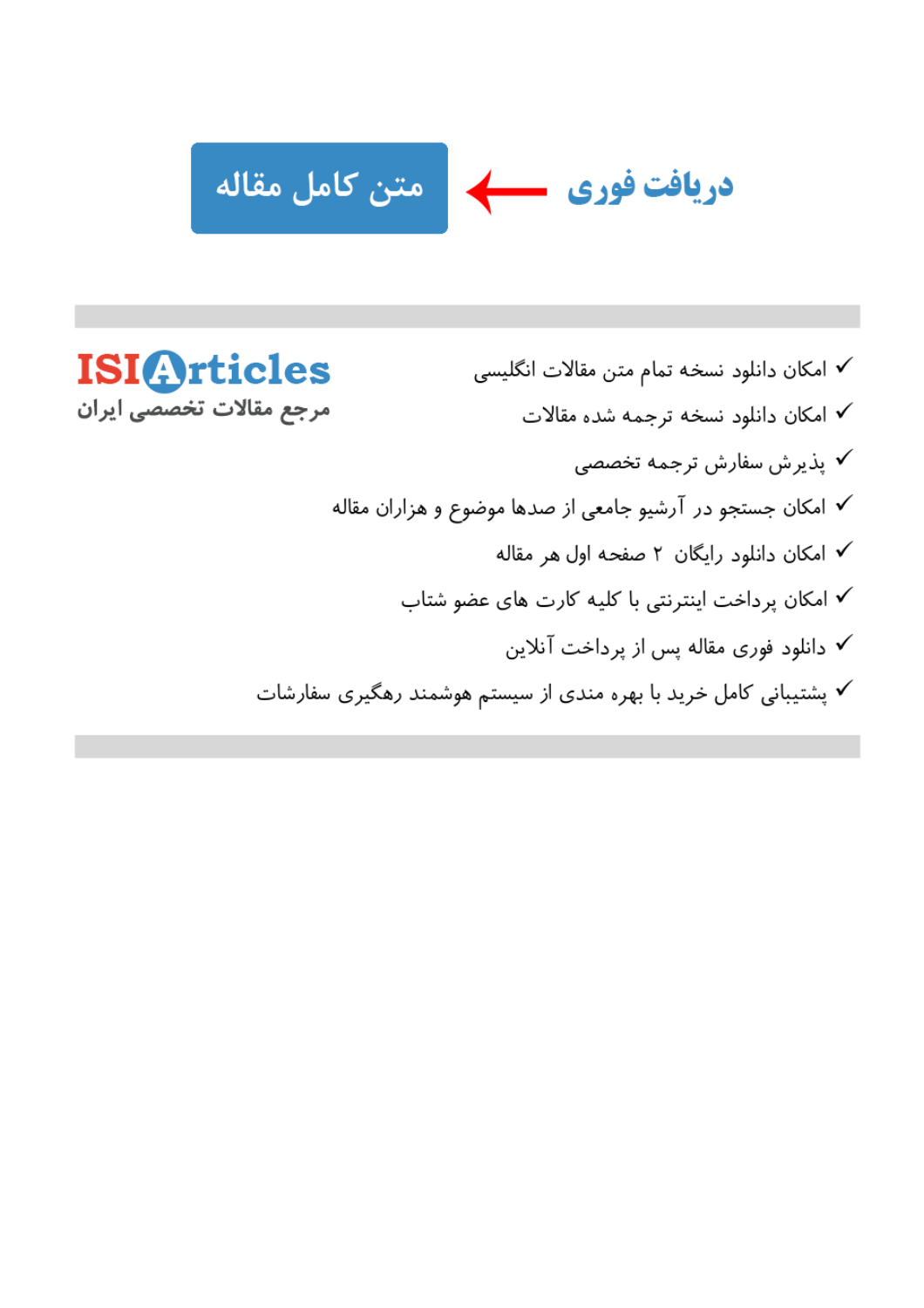دریافت فوری ← **متن کامل مقاله**

**ISIArticles**
مرجع مقالات تخصصی ایران

- ✓ امکان دانلود نسخه تمام متن مقالات انگلیسی
- ✓ امکان دانلود نسخه ترجمه شده مقالات
- ✓ پذیرش سفارش ترجمه تخصصی
- ✓ امکان جستجو در آرشیو جامعی از صدها موضوع و هزاران مقاله
- ✓ امکان دانلود رایگان ۲ صفحه اول هر مقاله
- ✓ امکان پرداخت اینترنتی با کلیه کارت های عضو شتاب
- ✓ دانلود فوری مقاله پس از پرداخت آنلاین
- ✓ پشتیبانی کامل خرید با بهره مندی از سیستم هوشمند رهگیری سفارشات